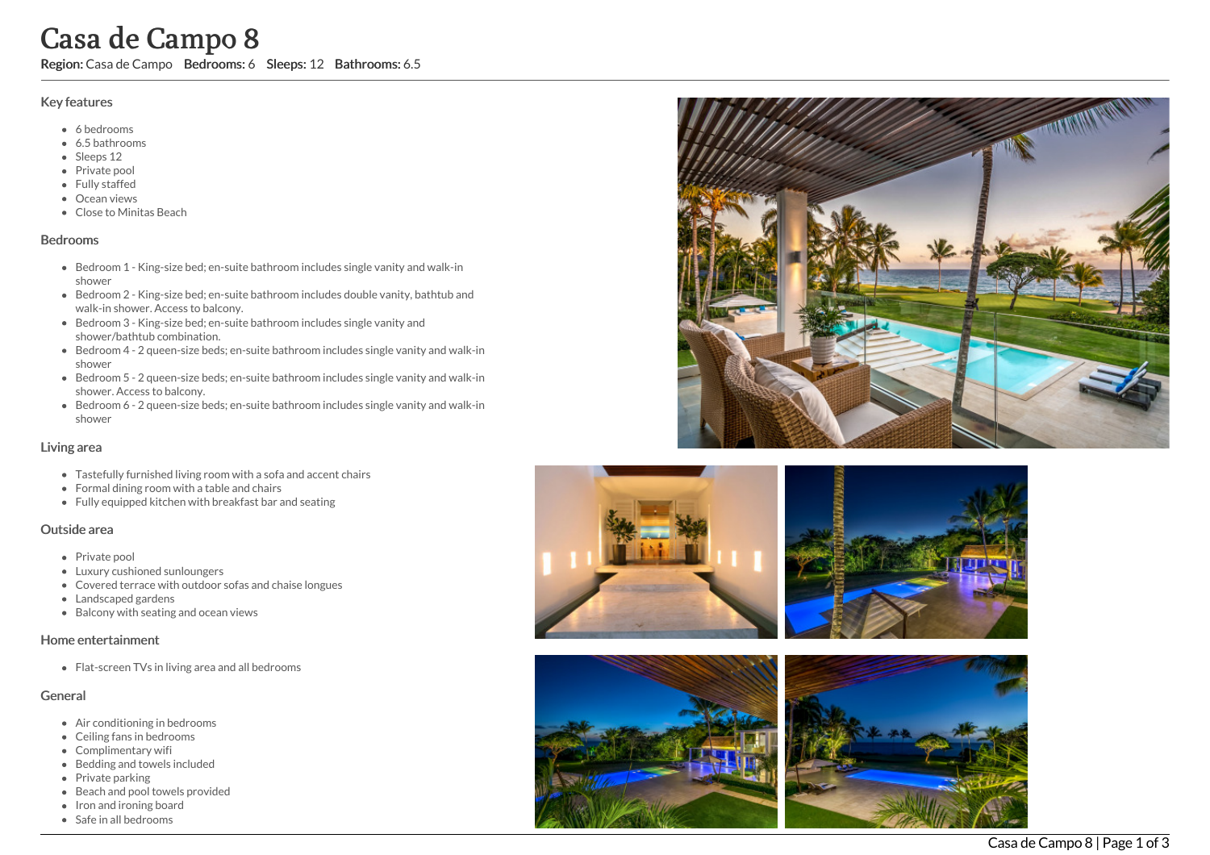# Casa de Campo 8

**Region:** Casa de Campo **Bedrooms:** 6 **Sleeps:** 12 **Bathrooms:** 6.5

## Key features

- 6 bedrooms
- 6.5 bathrooms
- Sleeps 12
- Private pool
- Fully staffed
- Ocean views
- Close to Minitas Beach

## Bedrooms

- Bedroom 1 - King-size bed; en-suite bathroom includes single vanity and walk-in shower
- Bedroom 2 - King-size bed; en-suite bathroom includes double vanity, bathtub and walk-in shower. Access to balcony.
- Bedroom 3 - King-size bed; en-suite bathroom includes single vanity and shower/bathtub combination.
- Bedroom 4 - 2 queen-size beds; en-suite bathroom includes single vanity and walk-in shower
- Bedroom 5 - 2 queen-size beds; en-suite bathroom includes single vanity and walk-in shower. Access to balcony.
- Bedroom 6 - 2 queen-size beds; en-suite bathroom includes single vanity and walk-in shower

## Living area

- Tastefully furnished living room with a sofa and accent chairs
- Formal dining room with a table and chairs
- Fully equipped kitchen with breakfast bar and seating

## Outside area

- Private pool
- Luxury cushioned sunloungers
- Covered terrace with outdoor sofas and chaise longues
- Landscaped gardens
- Balcony with seating and ocean views

## Home entertainment

- Flat-screen TVs in living area and all bedrooms

## General

- Air conditioning in bedrooms
- Ceiling fans in bedrooms
- Complimentary wifi
- Bedding and towels included
- Private parking
- Beach and pool towels provided
- Iron and ironing board
- Safe in all bedrooms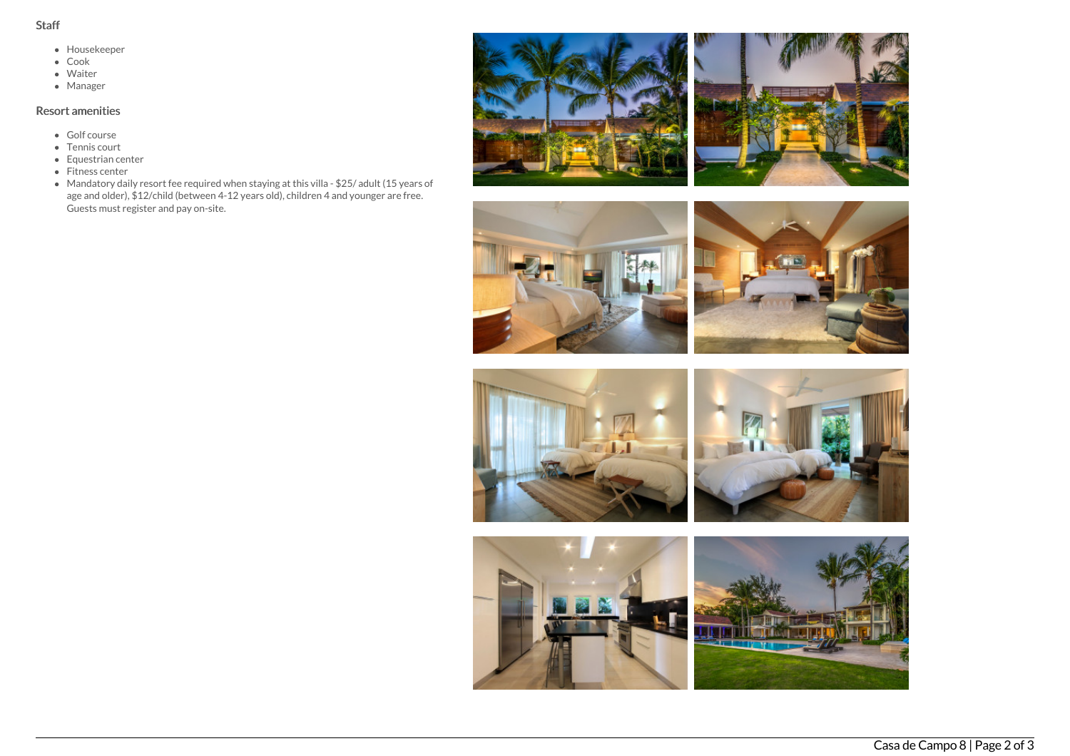## Staff

- Housekeeper
- Cook
- Waiter
- Manager

## Resort amenities

- Golf course
- Tennis court
- Equestrian center
- Fitness center
- Mandatory daily resort fee required when staying at this villa - $25/ adult (15 years of age and older), $12/child (between 4-12 years old), children 4 and younger are free. Guests must register and pay on-site.